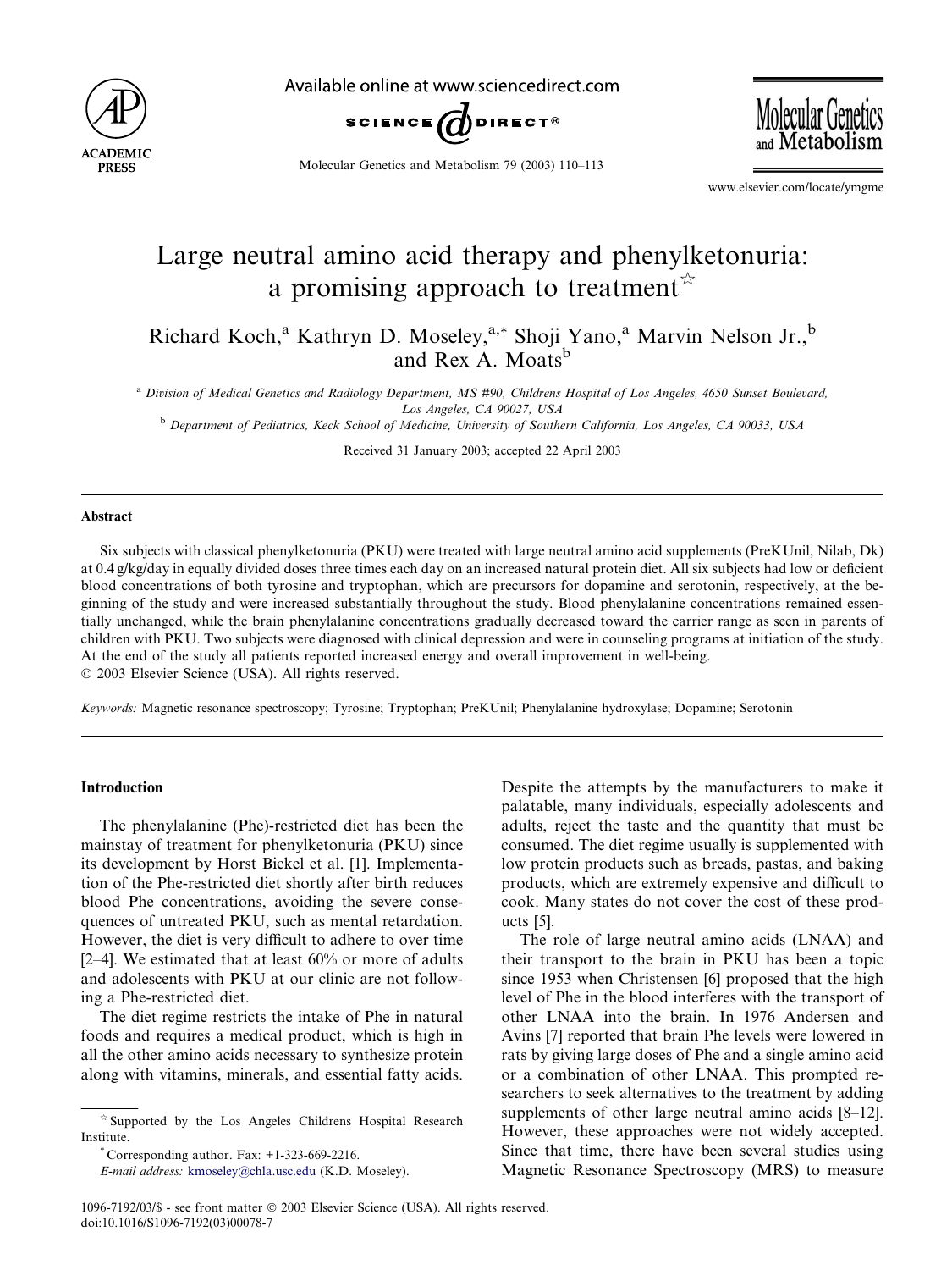# Large neutral amino acid therapy and phenylketonuria: a promising approach to treatment[☆]

Richard Koch,[a] Kathryn D. Moseley,[a,*] Shoji Yano,[a] Marvin Nelson Jr.,[b] and Rex A. Moats[b]

[a] *Division of Medical Genetics and Radiology Department, MS #90, Childrens Hospital of Los Angeles, 4650 Sunset Boulevard, Los Angeles, CA 90027, USA*

[b] *Department of Pediatrics, Keck School of Medicine, University of Southern California, Los Angeles, CA 90033, USA*

Received 31 January 2003; accepted 22 April 2003

## Abstract

Six subjects with classical phenylketonuria (PKU) were treated with large neutral amino acid supplements (PreKUnil, Nilab, Dk) at 0.4 g/kg/day in equally divided doses three times each day on an increased natural protein diet. All six subjects had low or deficient blood concentrations of both tyrosine and tryptophan, which are precursors for dopamine and serotonin, respectively, at the beginning of the study and were increased substantially throughout the study. Blood phenylalanine concentrations remained essentially unchanged, while the brain phenylalanine concentrations gradually decreased toward the carrier range as seen in parents of children with PKU. Two subjects were diagnosed with clinical depression and were in counseling programs at initiation of the study. At the end of the study all patients reported increased energy and overall improvement in well-being.

© 2003 Elsevier Science (USA). All rights reserved.

*Keywords:* Magnetic resonance spectroscopy; Tyrosine; Tryptophan; PreKUnil; Phenylalanine hydroxylase; Dopamine; Serotonin

## Introduction

The phenylalanine (Phe)-restricted diet has been the mainstay of treatment for phenylketonuria (PKU) since its development by Horst Bickel et al. [1]. Implementation of the Phe-restricted diet shortly after birth reduces blood Phe concentrations, avoiding the severe consequences of untreated PKU, such as mental retardation. However, the diet is very difficult to adhere to over time [2–4]. We estimated that at least 60% or more of adults and adolescents with PKU at our clinic are not following a Phe-restricted diet.

The diet regime restricts the intake of Phe in natural foods and requires a medical product, which is high in all the other amino acids necessary to synthesize protein along with vitamins, minerals, and essential fatty acids. Despite the attempts by the manufacturers to make it palatable, many individuals, especially adolescents and adults, reject the taste and the quantity that must be consumed. The diet regime usually is supplemented with low protein products such as breads, pastas, and baking products, which are extremely expensive and difficult to cook. Many states do not cover the cost of these products [5].

The role of large neutral amino acids (LNAA) and their transport to the brain in PKU has been a topic since 1953 when Christensen [6] proposed that the high level of Phe in the blood interferes with the transport of other LNAA into the brain. In 1976 Andersen and Avins [7] reported that brain Phe levels were lowered in rats by giving large doses of Phe and a single amino acid or a combination of other LNAA. This prompted researchers to seek alternatives to the treatment by adding supplements of other large neutral amino acids [8–12]. However, these approaches were not widely accepted. Since that time, there have been several studies using Magnetic Resonance Spectroscopy (MRS) to measure

---

[☆] Supported by the Los Angeles Childrens Hospital Research Institute.

[*] Corresponding author. Fax: +1-323-669-2216.
*E-mail address:* kmoseley@chla.usc.edu (K.D. Moseley).

1096-7192/03/$ - see front matter © 2003 Elsevier Science (USA). All rights reserved.
doi:10.1016/S1096-7192(03)00078-7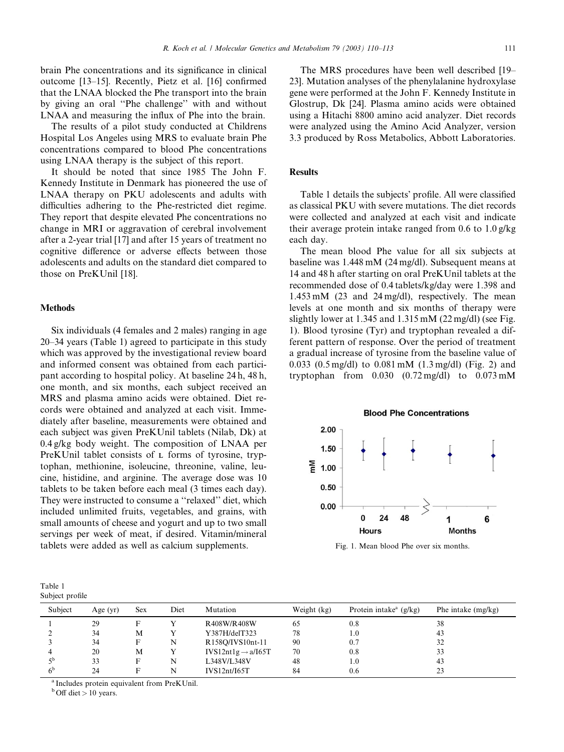brain Phe concentrations and its significance in clinical outcome [13–15]. Recently, Pietz et al. [16] confirmed that the LNAA blocked the Phe transport into the brain by giving an oral "Phe challenge" with and without LNAA and measuring the influx of Phe into the brain.

The results of a pilot study conducted at Childrens Hospital Los Angeles using MRS to evaluate brain Phe concentrations compared to blood Phe concentrations using LNAA therapy is the subject of this report.

It should be noted that since 1985 The John F. Kennedy Institute in Denmark has pioneered the use of LNAA therapy on PKU adolescents and adults with difficulties adhering to the Phe-restricted diet regime. They report that despite elevated Phe concentrations no change in MRI or aggravation of cerebral involvement after a 2-year trial [17] and after 15 years of treatment no cognitive difference or adverse effects between those adolescents and adults on the standard diet compared to those on PreKUnil [18].

## Methods

Six individuals (4 females and 2 males) ranging in age 20–34 years (Table 1) agreed to participate in this study which was approved by the investigational review board and informed consent was obtained from each participant according to hospital policy. At baseline 24 h, 48 h, one month, and six months, each subject received an MRS and plasma amino acids were obtained. Diet records were obtained and analyzed at each visit. Immediately after baseline, measurements were obtained and each subject was given PreKUnil tablets (Nilab, Dk) at 0.4 g/kg body weight. The composition of LNAA per PreKUnil tablet consists of L forms of tyrosine, tryptophan, methionine, isoleucine, threonine, valine, leucine, histidine, and arginine. The average dose was 10 tablets to be taken before each meal (3 times each day). They were instructed to consume a "relaxed" diet, which included unlimited fruits, vegetables, and grains, with small amounts of cheese and yogurt and up to two small servings per week of meat, if desired. Vitamin/mineral tablets were added as well as calcium supplements.

The MRS procedures have been well described [19–23]. Mutation analyses of the phenylalanine hydroxylase gene were performed at the John F. Kennedy Institute in Glostrup, Dk [24]. Plasma amino acids were obtained using a Hitachi 8800 amino acid analyzer. Diet records were analyzed using the Amino Acid Analyzer, version 3.3 produced by Ross Metabolics, Abbott Laboratories.

## Results

Table 1 details the subjects' profile. All were classified as classical PKU with severe mutations. The diet records were collected and analyzed at each visit and indicate their average protein intake ranged from 0.6 to 1.0 g/kg each day.

The mean blood Phe value for all six subjects at baseline was 1.448 mM (24 mg/dl). Subsequent means at 14 and 48 h after starting on oral PreKUnil tablets at the recommended dose of 0.4 tablets/kg/day were 1.398 and 1.453 mM (23 and 24 mg/dl), respectively. The mean levels at one month and six months of therapy were slightly lower at 1.345 and 1.315 mM (22 mg/dl) (see Fig. 1). Blood tyrosine (Tyr) and tryptophan revealed a different pattern of response. Over the period of treatment a gradual increase of tyrosine from the baseline value of 0.033 (0.5 mg/dl) to 0.081 mM (1.3 mg/dl) (Fig. 2) and tryptophan from 0.030 (0.72 mg/dl) to 0.073 mM

Fig. 1. Mean blood Phe over six months.

Table 1
Subject profile

| Subject | Age (yr) | Sex | Diet | Mutation | Weight (kg) | Protein intake[a] (g/kg) | Phe intake (mg/kg) |
|---|---|---|---|---|---|---|---|
| 1 | 29 | F | Y | R408W/R408W | 65 | 0.8 | 38 |
| 2 | 34 | M | Y | Y387H/delT323 | 78 | 1.0 | 43 |
| 3 | 34 | F | N | R158Q/IVS10nt-11 | 90 | 0.7 | 32 |
| 4 | 20 | M | Y | IVS12nt1g → a/I65T | 70 | 0.8 | 33 |
| 5[b] | 33 | F | N | L348V/L348V | 48 | 1.0 | 43 |
| 6[b] | 24 | F | N | IVS12nt/I65T | 84 | 0.6 | 23 |

[a] Includes protein equivalent from PreKUnil.

[b] Off diet > 10 years.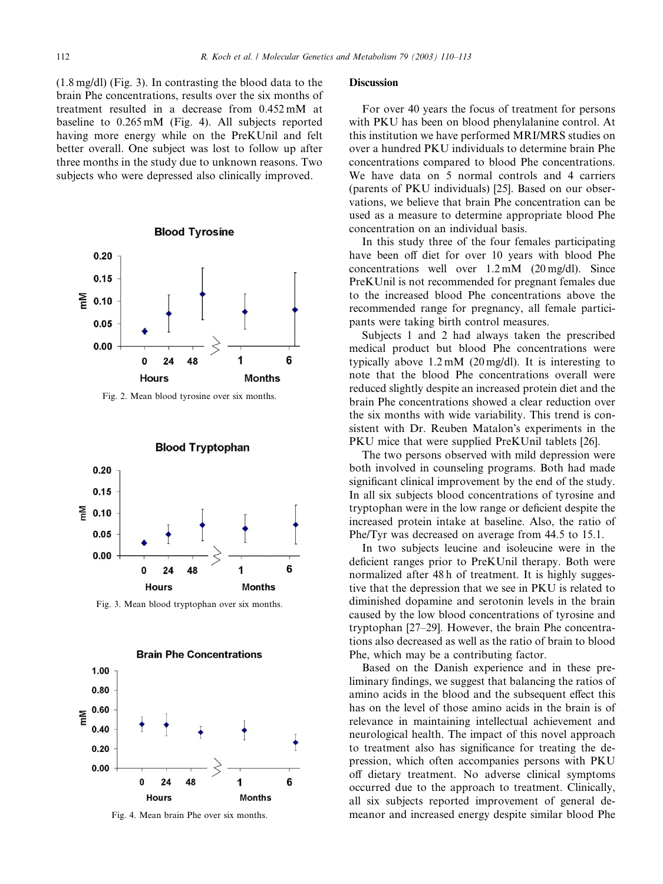(1.8 mg/dl) (Fig. 3). In contrasting the blood data to the brain Phe concentrations, results over the six months of treatment resulted in a decrease from 0.452 mM at baseline to 0.265 mM (Fig. 4). All subjects reported having more energy while on the PreKUnil and felt better overall. One subject was lost to follow up after three months in the study due to unknown reasons. Two subjects who were depressed also clinically improved.

Fig. 2. Mean blood tyrosine over six months.

Fig. 3. Mean blood tryptophan over six months.

Fig. 4. Mean brain Phe over six months.

## Discussion

For over 40 years the focus of treatment for persons with PKU has been on blood phenylalanine control. At this institution we have performed MRI/MRS studies on over a hundred PKU individuals to determine brain Phe concentrations compared to blood Phe concentrations. We have data on 5 normal controls and 4 carriers (parents of PKU individuals) [25]. Based on our observations, we believe that brain Phe concentration can be used as a measure to determine appropriate blood Phe concentration on an individual basis.

In this study three of the four females participating have been off diet for over 10 years with blood Phe concentrations well over 1.2 mM (20 mg/dl). Since PreKUnil is not recommended for pregnant females due to the increased blood Phe concentrations above the recommended range for pregnancy, all female participants were taking birth control measures.

Subjects 1 and 2 had always taken the prescribed medical product but blood Phe concentrations were typically above 1.2 mM (20 mg/dl). It is interesting to note that the blood Phe concentrations overall were reduced slightly despite an increased protein diet and the brain Phe concentrations showed a clear reduction over the six months with wide variability. This trend is consistent with Dr. Reuben Matalon's experiments in the PKU mice that were supplied PreKUnil tablets [26].

The two persons observed with mild depression were both involved in counseling programs. Both had made significant clinical improvement by the end of the study. In all six subjects blood concentrations of tyrosine and tryptophan were in the low range or deficient despite the increased protein intake at baseline. Also, the ratio of Phe/Tyr was decreased on average from 44.5 to 15.1.

In two subjects leucine and isoleucine were in the deficient ranges prior to PreKUnil therapy. Both were normalized after 48 h of treatment. It is highly suggestive that the depression that we see in PKU is related to diminished dopamine and serotonin levels in the brain caused by the low blood concentrations of tyrosine and tryptophan [27–29]. However, the brain Phe concentrations also decreased as well as the ratio of brain to blood Phe, which may be a contributing factor.

Based on the Danish experience and in these preliminary findings, we suggest that balancing the ratios of amino acids in the blood and the subsequent effect this has on the level of those amino acids in the brain is of relevance in maintaining intellectual achievement and neurological health. The impact of this novel approach to treatment also has significance for treating the depression, which often accompanies persons with PKU off dietary treatment. No adverse clinical symptoms occurred due to the approach to treatment. Clinically, all six subjects reported improvement of general demeanor and increased energy despite similar blood Phe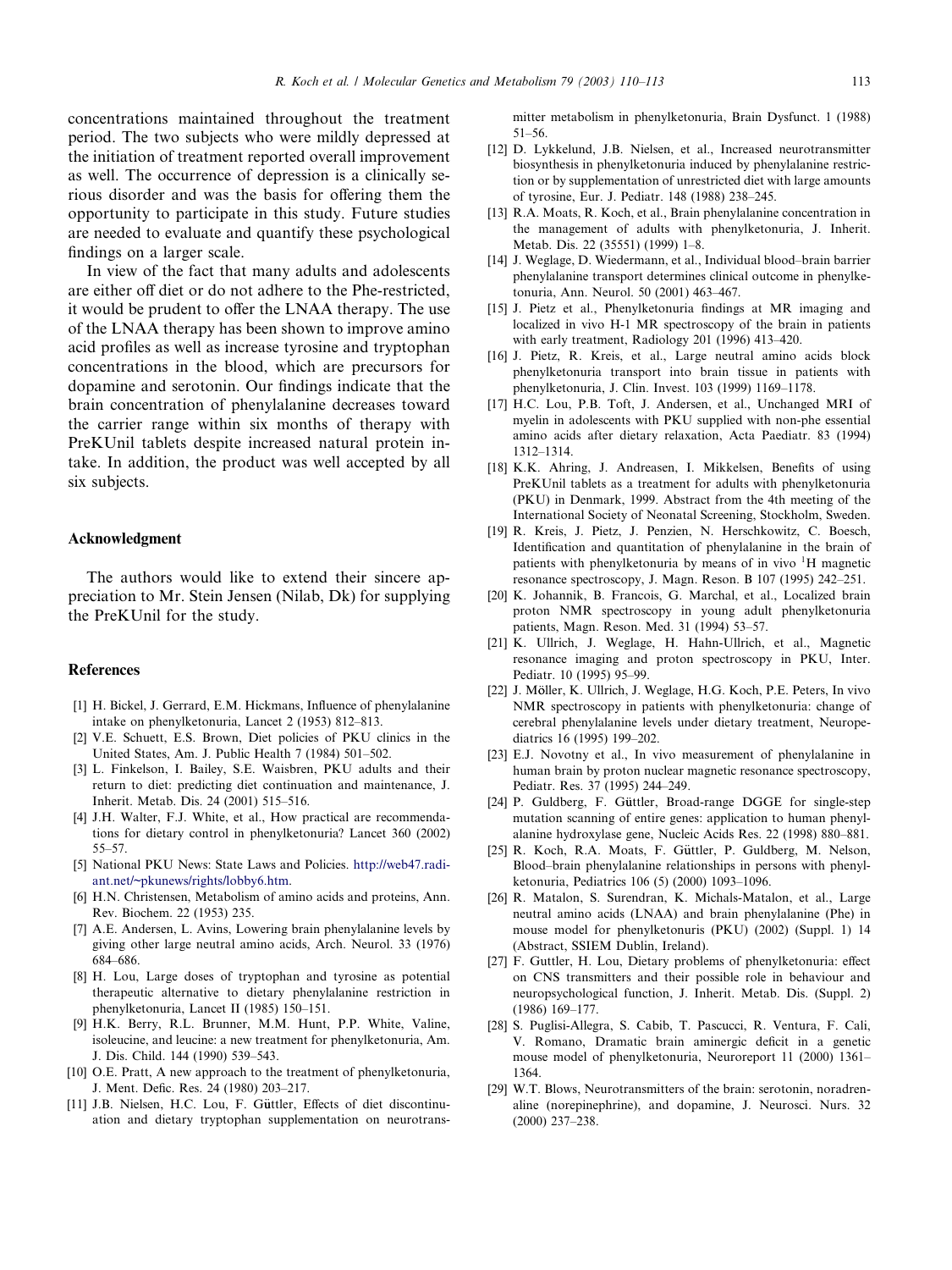concentrations maintained throughout the treatment period. The two subjects who were mildly depressed at the initiation of treatment reported overall improvement as well. The occurrence of depression is a clinically serious disorder and was the basis for offering them the opportunity to participate in this study. Future studies are needed to evaluate and quantify these psychological findings on a larger scale.

In view of the fact that many adults and adolescents are either off diet or do not adhere to the Phe-restricted, it would be prudent to offer the LNAA therapy. The use of the LNAA therapy has been shown to improve amino acid profiles as well as increase tyrosine and tryptophan concentrations in the blood, which are precursors for dopamine and serotonin. Our findings indicate that the brain concentration of phenylalanine decreases toward the carrier range within six months of therapy with PreKUnil tablets despite increased natural protein intake. In addition, the product was well accepted by all six subjects.

## Acknowledgment

The authors would like to extend their sincere appreciation to Mr. Stein Jensen (Nilab, Dk) for supplying the PreKUnil for the study.

## References

[1] H. Bickel, J. Gerrard, E.M. Hickmans, Influence of phenylalanine intake on phenylketonuria, Lancet 2 (1953) 812–813.

[2] V.E. Schuett, E.S. Brown, Diet policies of PKU clinics in the United States, Am. J. Public Health 7 (1984) 501–502.

[3] L. Finkelson, I. Bailey, S.E. Waisbren, PKU adults and their return to diet: predicting diet continuation and maintenance, J. Inherit. Metab. Dis. 24 (2001) 515–516.

[4] J.H. Walter, F.J. White, et al., How practical are recommendations for dietary control in phenylketonuria? Lancet 360 (2002) 55–57.

[5] National PKU News: State Laws and Policies. http://web47.radiant.net/~pkunews/rights/lobby6.htm.

[6] H.N. Christensen, Metabolism of amino acids and proteins, Ann. Rev. Biochem. 22 (1953) 235.

[7] A.E. Andersen, L. Avins, Lowering brain phenylalanine levels by giving other large neutral amino acids, Arch. Neurol. 33 (1976) 684–686.

[8] H. Lou, Large doses of tryptophan and tyrosine as potential therapeutic alternative to dietary phenylalanine restriction in phenylketonuria, Lancet II (1985) 150–151.

[9] H.K. Berry, R.L. Brunner, M.M. Hunt, P.P. White, Valine, isoleucine, and leucine: a new treatment for phenylketonuria, Am. J. Dis. Child. 144 (1990) 539–543.

[10] O.E. Pratt, A new approach to the treatment of phenylketonuria, J. Ment. Defic. Res. 24 (1980) 203–217.

[11] J.B. Nielsen, H.C. Lou, F. Güttler, Effects of diet discontinuation and dietary tryptophan supplementation on neurotransmitter metabolism in phenylketonuria, Brain Dysfunct. 1 (1988) 51–56.

[12] D. Lykkelund, J.B. Nielsen, et al., Increased neurotransmitter biosynthesis in phenylketonuria induced by phenylalanine restriction or by supplementation of unrestricted diet with large amounts of tyrosine, Eur. J. Pediatr. 148 (1988) 238–245.

[13] R.A. Moats, R. Koch, et al., Brain phenylalanine concentration in the management of adults with phenylketonuria, J. Inherit. Metab. Dis. 22 (35551) (1999) 1–8.

[14] J. Weglage, D. Wiedermann, et al., Individual blood–brain barrier phenylalanine transport determines clinical outcome in phenylketonuria, Ann. Neurol. 50 (2001) 463–467.

[15] J. Pietz et al., Phenylketonuria findings at MR imaging and localized in vivo H-1 MR spectroscopy of the brain in patients with early treatment, Radiology 201 (1996) 413–420.

[16] J. Pietz, R. Kreis, et al., Large neutral amino acids block phenylketonuria transport into brain tissue in patients with phenylketonuria, J. Clin. Invest. 103 (1999) 1169–1178.

[17] H.C. Lou, P.B. Toft, J. Andersen, et al., Unchanged MRI of myelin in adolescents with PKU supplied with non-phe essential amino acids after dietary relaxation, Acta Paediatr. 83 (1994) 1312–1314.

[18] K.K. Ahring, J. Andreasen, I. Mikkelsen, Benefits of using PreKUnil tablets as a treatment for adults with phenylketonuria (PKU) in Denmark, 1999. Abstract from the 4th meeting of the International Society of Neonatal Screening, Stockholm, Sweden.

[19] R. Kreis, J. Pietz, J. Penzien, N. Herschkowitz, C. Boesch, Identification and quantitation of phenylalanine in the brain of patients with phenylketonuria by means of in vivo $^{1}$H magnetic resonance spectroscopy, J. Magn. Reson. B 107 (1995) 242–251.

[20] K. Johannik, B. Francois, G. Marchal, et al., Localized brain proton NMR spectroscopy in young adult phenylketonuria patients, Magn. Reson. Med. 31 (1994) 53–57.

[21] K. Ullrich, J. Weglage, H. Hahn-Ullrich, et al., Magnetic resonance imaging and proton spectroscopy in PKU, Inter. Pediatr. 10 (1995) 95–99.

[22] J. Möller, K. Ullrich, J. Weglage, H.G. Koch, P.E. Peters, In vivo NMR spectroscopy in patients with phenylketonuria: change of cerebral phenylalanine levels under dietary treatment, Neuropediatrics 16 (1995) 199–202.

[23] E.J. Novotny et al., In vivo measurement of phenylalanine in human brain by proton nuclear magnetic resonance spectroscopy, Pediatr. Res. 37 (1995) 244–249.

[24] P. Guldberg, F. Güttler, Broad-range DGGE for single-step mutation scanning of entire genes: application to human phenylalanine hydroxylase gene, Nucleic Acids Res. 22 (1998) 880–881.

[25] R. Koch, R.A. Moats, F. Güttler, P. Guldberg, M. Nelson, Blood–brain phenylalanine relationships in persons with phenylketonuria, Pediatrics 106 (5) (2000) 1093–1096.

[26] R. Matalon, S. Surendran, K. Michals-Matalon, et al., Large neutral amino acids (LNAA) and brain phenylalanine (Phe) in mouse model for phenylketonuris (PKU) (2002) (Suppl. 1) 14 (Abstract, SSIEM Dublin, Ireland).

[27] F. Guttler, H. Lou, Dietary problems of phenylketonuria: effect on CNS transmitters and their possible role in behaviour and neuropsychological function, J. Inherit. Metab. Dis. (Suppl. 2) (1986) 169–177.

[28] S. Puglisi-Allegra, S. Cabib, T. Pascucci, R. Ventura, F. Cali, V. Romano, Dramatic brain aminergic deficit in a genetic mouse model of phenylketonuria, Neuroreport 11 (2000) 1361–1364.

[29] W.T. Blows, Neurotransmitters of the brain: serotonin, noradrenaline (norepinephrine), and dopamine, J. Neurosci. Nurs. 32 (2000) 237–238.